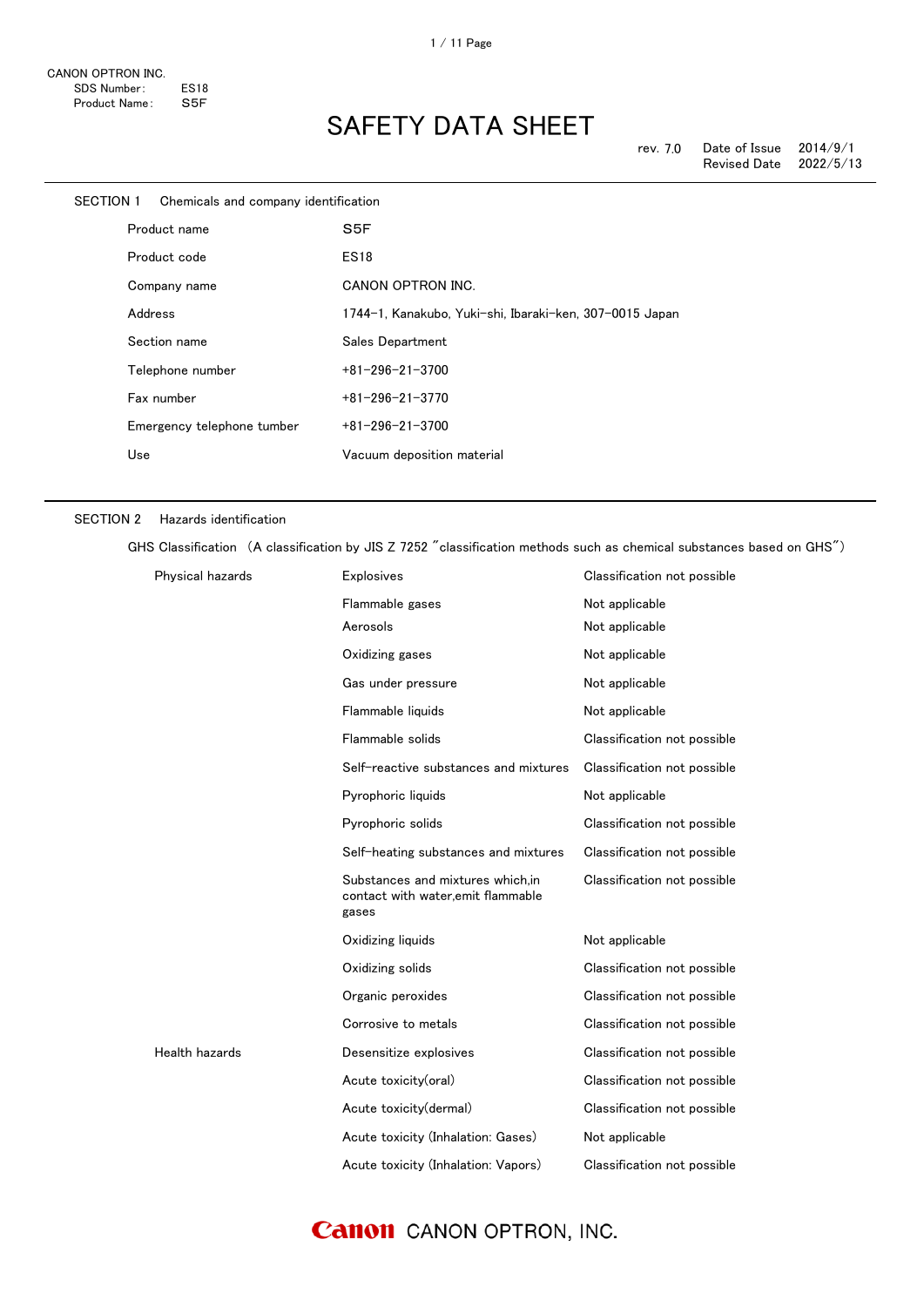CANON OPTRON INC.
SDS Number: ES18
Product Name: S5F

# SAFETY DATA SHEET

rev. 7.0 Date of Issue 2014/9/1
Revised Date 2022/5/13

## SECTION 1 Chemicals and company identification

| | |
|---|---|
| Product name | S5F |
| Product code | ES18 |
| Company name | CANON OPTRON INC. |
| Address | 1744−1, Kanakubo, Yuki−shi, Ibaraki−ken, 307−0015 Japan |
| Section name | Sales Department |
| Telephone number | +81−296−21−3700 |
| Fax number | +81−296−21−3770 |
| Emergency telephone tumber | +81−296−21−3700 |
| Use | Vacuum deposition material |

## SECTION 2 Hazards identification

GHS Classification (A classification by JIS Z 7252 "classification methods such as chemical substances based on GHS")

| | | |
|---|---|---|
| Physical hazards | Explosives | Classification not possible |
| | Flammable gases | Not applicable |
| | Aerosols | Not applicable |
| | Oxidizing gases | Not applicable |
| | Gas under pressure | Not applicable |
| | Flammable liquids | Not applicable |
| | Flammable solids | Classification not possible |
| | Self−reactive substances and mixtures | Classification not possible |
| | Pyrophoric liquids | Not applicable |
| | Pyrophoric solids | Classification not possible |
| | Self−heating substances and mixtures | Classification not possible |
| | Substances and mixtures which,in contact with water,emit flammable gases | Classification not possible |
| | Oxidizing liquids | Not applicable |
| | Oxidizing solids | Classification not possible |
| | Organic peroxides | Classification not possible |
| | Corrosive to metals | Classification not possible |
| Health hazards | Desensitize explosives | Classification not possible |
| | Acute toxicity(oral) | Classification not possible |
| | Acute toxicity(dermal) | Classification not possible |
| | Acute toxicity (Inhalation: Gases) | Not applicable |
| | Acute toxicity (Inhalation: Vapors) | Classification not possible |

Canon CANON OPTRON, INC.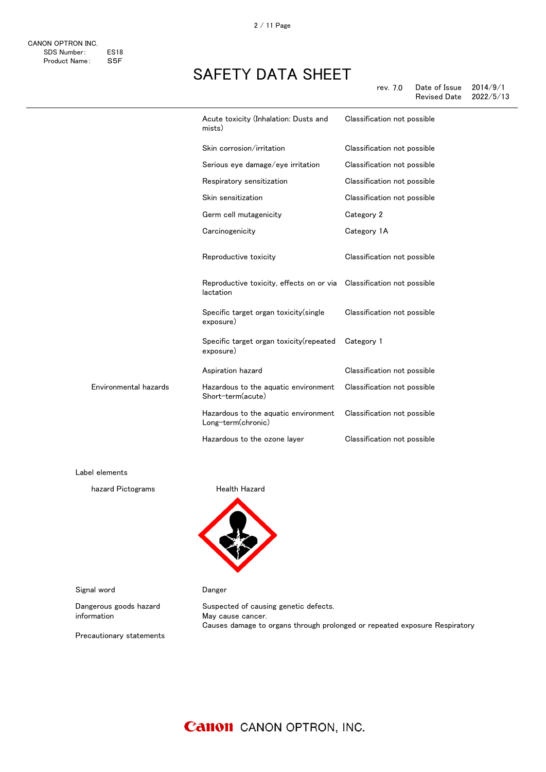| | | |
|---|---|---|
| | Acute toxicity (Inhalation: Dusts and mists) | Classification not possible |
| | Skin corrosion/irritation | Classification not possible |
| | Serious eye damage/eye irritation | Classification not possible |
| | Respiratory sensitization | Classification not possible |
| | Skin sensitization | Classification not possible |
| | Germ cell mutagenicity | Category 2 |
| | Carcinogenicity | Category 1A |
| | Reproductive toxicity | Classification not possible |
| | Reproductive toxicity, effects on or via lactation | Classification not possible |
| | Specific target organ toxicity(single exposure) | Classification not possible |
| | Specific target organ toxicity(repeated exposure) | Category 1 |
| | Aspiration hazard | Classification not possible |
| Environmental hazards | Hazardous to the aquatic environment Short-term(acute) | Classification not possible |
| | Hazardous to the aquatic environment Long-term(chronic) | Classification not possible |
| | Hazardous to the ozone layer | Classification not possible |

Label elements

hazard Pictograms — Health Hazard

Signal word: Danger

Dangerous goods hazard information:
Suspected of causing genetic defects.
May cause cancer.
Causes damage to organs through prolonged or repeated exposure Respiratory

Precautionary statements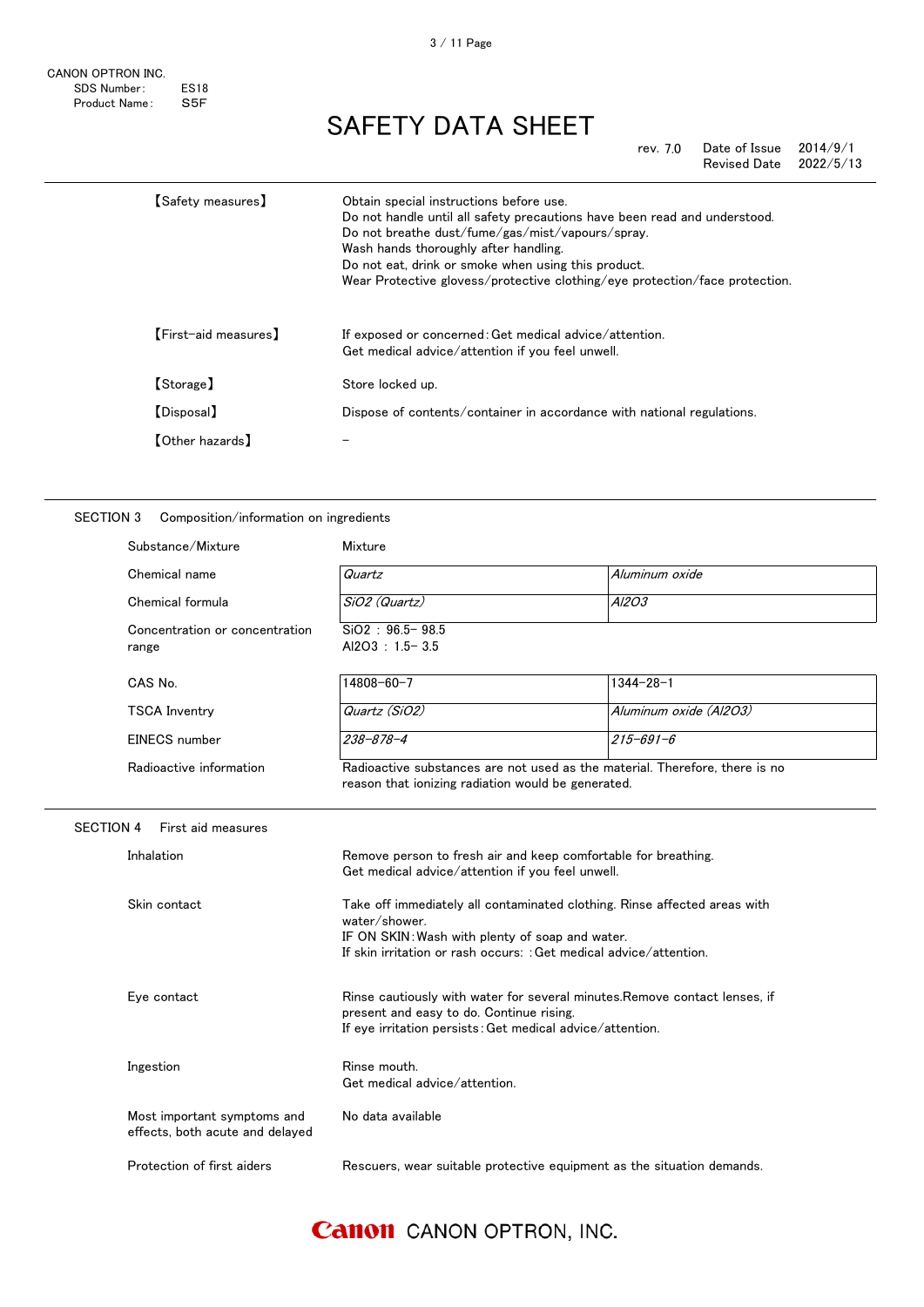| | |
|---|---|
| 【Safety measures】 | Obtain special instructions before use.<br>Do not handle until all safety precautions have been read and understood.<br>Do not breathe dust/fume/gas/mist/vapours/spray.<br>Wash hands thoroughly after handling.<br>Do not eat, drink or smoke when using this product.<br>Wear Protective glovess/protective clothing/eye protection/face protection. |
| 【First-aid measures】 | If exposed or concerned: Get medical advice/attention.<br>Get medical advice/attention if you feel unwell. |
| 【Storage】 | Store locked up. |
| 【Disposal】 | Dispose of contents/container in accordance with national regulations. |
| 【Other hazards】 | – |

## SECTION 3 Composition/information on ingredients

| | | |
|---|---|---|
| Substance/Mixture | Mixture | |
| Chemical name | *Quartz* | *Aluminum oxide* |
| Chemical formula | *$SiO_2$ (Quartz)* | *$Al_2O_3$* |
| Concentration or concentration range | $SiO_2$ : 96.5- 98.5<br>$Al_2O_3$ : 1.5- 3.5 | |
| CAS No. | 14808-60-7 | 1344-28-1 |
| TSCA Inventry | *Quartz ($SiO_2$)* | *Aluminum oxide ($Al_2O_3$)* |
| EINECS number | *238-878-4* | *215-691-6* |
| Radioactive information | Radioactive substances are not used as the material. Therefore, there is no reason that ionizing radiation would be generated. | |

## SECTION 4 First aid measures

| | |
|---|---|
| Inhalation | Remove person to fresh air and keep comfortable for breathing.<br>Get medical advice/attention if you feel unwell. |
| Skin contact | Take off immediately all contaminated clothing. Rinse affected areas with water/shower.<br>IF ON SKIN: Wash with plenty of soap and water.<br>If skin irritation or rash occurs: : Get medical advice/attention. |
| Eye contact | Rinse cautiously with water for several minutes.Remove contact lenses, if present and easy to do. Continue rising.<br>If eye irritation persists: Get medical advice/attention. |
| Ingestion | Rinse mouth.<br>Get medical advice/attention. |
| Most important symptoms and effects, both acute and delayed | No data available |
| Protection of first aiders | Rescuers, wear suitable protective equipment as the situation demands. |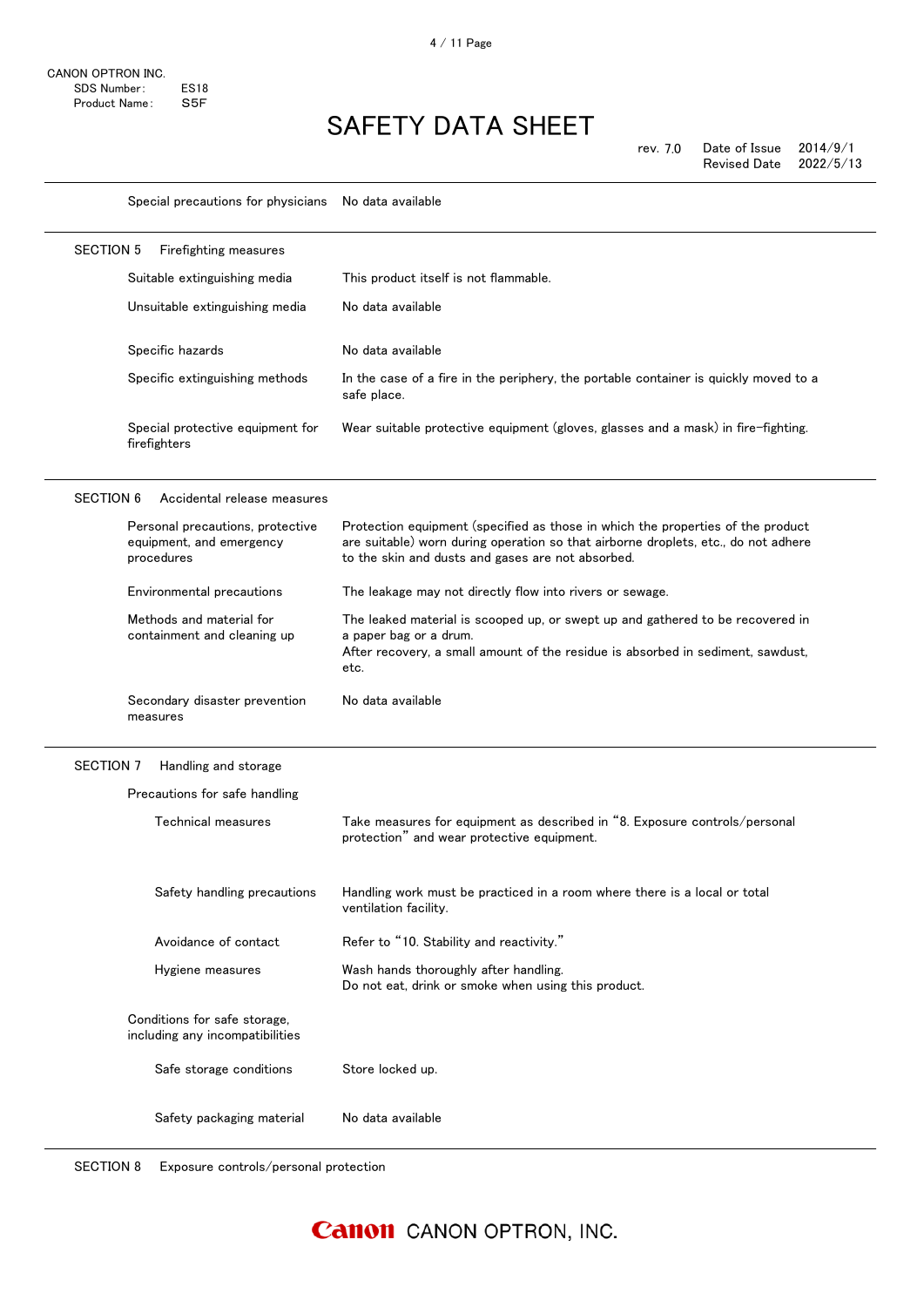| | |
|---|---|
| Special precautions for physicians | No data available |

## SECTION 5 Firefighting measures

| | |
|---|---|
| Suitable extinguishing media | This product itself is not flammable. |
| Unsuitable extinguishing media | No data available |
| Specific hazards | No data available |
| Specific extinguishing methods | In the case of a fire in the periphery, the portable container is quickly moved to a safe place. |
| Special protective equipment for firefighters | Wear suitable protective equipment (gloves, glasses and a mask) in fire-fighting. |

## SECTION 6 Accidental release measures

| | |
|---|---|
| Personal precautions, protective equipment, and emergency procedures | Protection equipment (specified as those in which the properties of the product are suitable) worn during operation so that airborne droplets, etc., do not adhere to the skin and dusts and gases are not absorbed. |
| Environmental precautions | The leakage may not directly flow into rivers or sewage. |
| Methods and material for containment and cleaning up | The leaked material is scooped up, or swept up and gathered to be recovered in a paper bag or a drum.<br>After recovery, a small amount of the residue is absorbed in sediment, sawdust, etc. |
| Secondary disaster prevention measures | No data available |

## SECTION 7 Handling and storage

**Precautions for safe handling**

| | |
|---|---|
| Technical measures | Take measures for equipment as described in "8. Exposure controls/personal protection" and wear protective equipment. |
| Safety handling precautions | Handling work must be practiced in a room where there is a local or total ventilation facility. |
| Avoidance of contact | Refer to "10. Stability and reactivity." |
| Hygiene measures | Wash hands thoroughly after handling.<br>Do not eat, drink or smoke when using this product. |

**Conditions for safe storage, including any incompatibilities**

| | |
|---|---|
| Safe storage conditions | Store locked up. |
| Safety packaging material | No data available |

## SECTION 8 Exposure controls/personal protection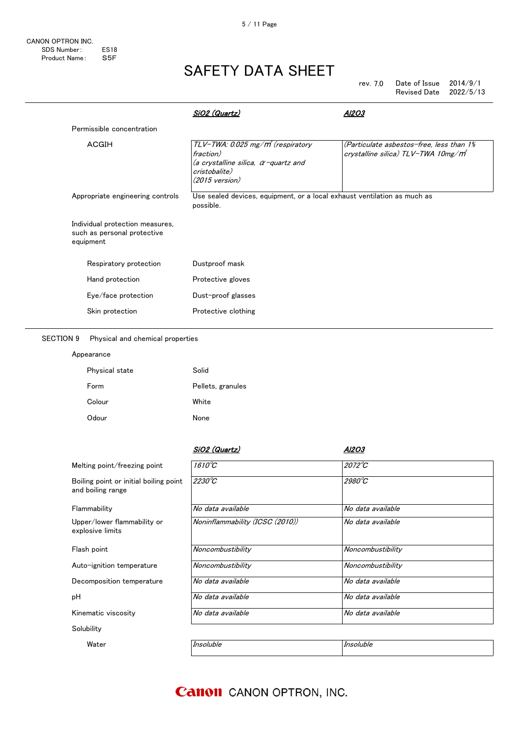| | *SiO2 (Quartz)* | *Al2O3* |
|---|---|---|
| Permissible concentration | | |
| ACGIH | *TLV-TWA: 0.025 mg/m³ (respiratory fraction) (a crystalline silica, α-quartz and cristobalite) (2015 version)* | *(Particulate asbestos-free, less than 1% crystalline silica) TLV-TWA 10mg/m³* |

Appropriate engineering controls: Use sealed devices, equipment, or a local exhaust ventilation as much as possible.

Individual protection measures, such as personal protective equipment

| | |
|---|---|
| Respiratory protection | Dustproof mask |
| Hand protection | Protective gloves |
| Eye/face protection | Dust-proof glasses |
| Skin protection | Protective clothing |

## SECTION 9 Physical and chemical properties

Appearance

| | |
|---|---|
| Physical state | Solid |
| Form | Pellets, granules |
| Colour | White |
| Odour | None |

| | *SiO2 (Quartz)* | *Al2O3* |
|---|---|---|
| Melting point/freezing point | *1610℃* | *2072℃* |
| Boiling point or initial boiling point and boiling range | *2230℃* | *2980℃* |
| Flammability | *No data available* | *No data available* |
| Upper/lower flammability or explosive limits | *Noninflammability (ICSC (2010))* | *No data available* |
| Flash point | *Noncombustibility* | *Noncombustibility* |
| Auto-ignition temperature | *Noncombustibility* | *Noncombustibility* |
| Decomposition temperature | *No data available* | *No data available* |
| pH | *No data available* | *No data available* |
| Kinematic viscosity | *No data available* | *No data available* |
| Solubility | | |
| Water | *Insoluble* | *Insoluble* |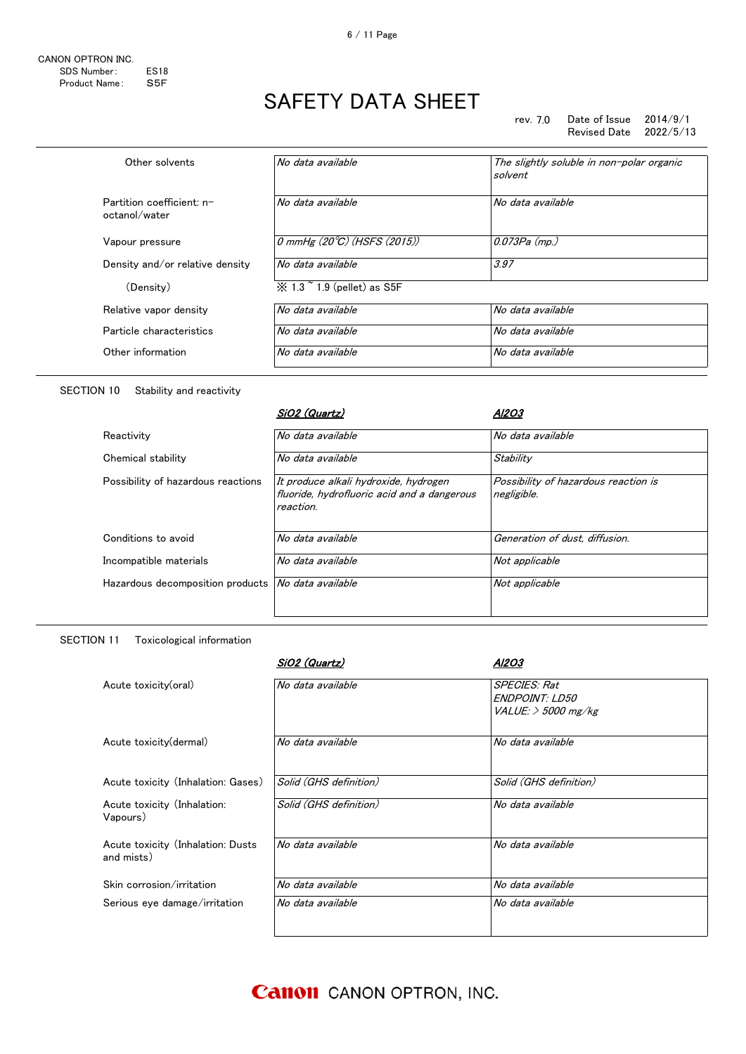CANON OPTRON INC.
SDS Number: ES18
Product Name: S5F

# SAFETY DATA SHEET

rev. 7.0 Date of Issue 2014/9/1
Revised Date 2022/5/13

| | | |
|---|---|---|
| Other solvents | *No data available* | *The slightly soluble in non-polar organic solvent* |
| Partition coefficient: n-octanol/water | *No data available* | *No data available* |
| Vapour pressure | *0 mmHg (20℃) (HSFS (2015))* | *0.073Pa (mp.)* |
| Density and/or relative density | *No data available* | *3.97* |
| (Density) | ※ 1.3 ~ 1.9 (pellet) as S5F | |
| Relative vapor density | *No data available* | *No data available* |
| Particle characteristics | *No data available* | *No data available* |
| Other information | *No data available* | *No data available* |

## SECTION 10 Stability and reactivity

| | ***SiO2 (Quartz)*** | ***Al2O3*** |
|---|---|---|
| Reactivity | *No data available* | *No data available* |
| Chemical stability | *No data available* | *Stability* |
| Possibility of hazardous reactions | *It produce alkali hydroxide, hydrogen fluoride, hydrofluoric acid and a dangerous reaction.* | *Possibility of hazardous reaction is negligible.* |
| Conditions to avoid | *No data available* | *Generation of dust, diffusion.* |
| Incompatible materials | *No data available* | *Not applicable* |
| Hazardous decomposition products | *No data available* | *Not applicable* |

## SECTION 11 Toxicological information

| | ***SiO2 (Quartz)*** | ***Al2O3*** |
|---|---|---|
| Acute toxicity(oral) | *No data available* | *SPECIES: Rat*<br>*ENDPOINT: LD50*<br>*VALUE: > 5000 mg/kg* |
| Acute toxicity(dermal) | *No data available* | *No data available* |
| Acute toxicity (Inhalation: Gases) | *Solid (GHS definition)* | *Solid (GHS definition)* |
| Acute toxicity (Inhalation: Vapours) | *Solid (GHS definition)* | *No data available* |
| Acute toxicity (Inhalation: Dusts and mists) | *No data available* | *No data available* |
| Skin corrosion/irritation | *No data available* | *No data available* |
| Serious eye damage/irritation | *No data available* | *No data available* |

Canon CANON OPTRON, INC.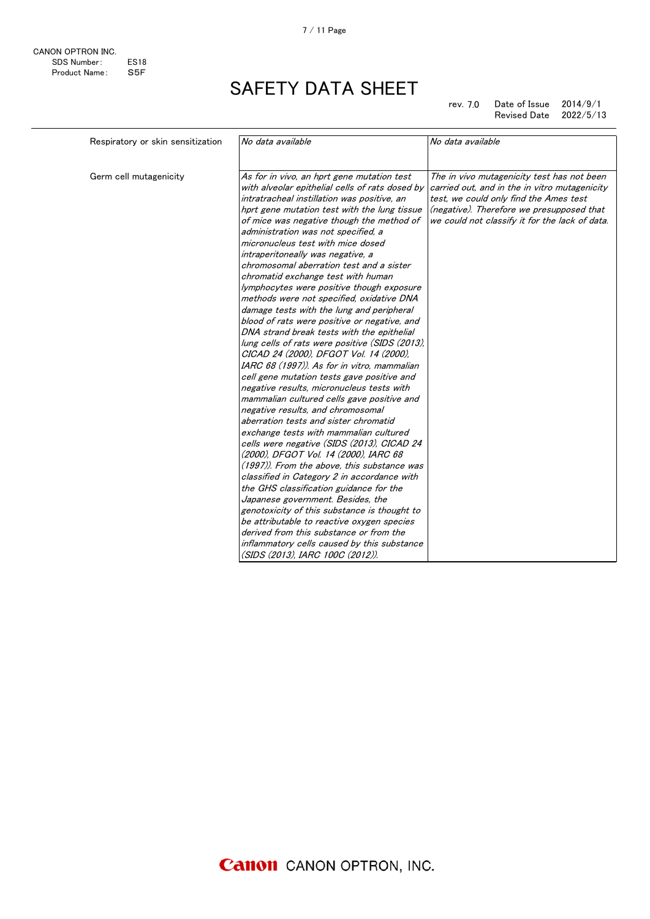| | | |
|---|---|---|
| Respiratory or skin sensitization | *No data available* | *No data available* |
| Germ cell mutagenicity | *As for in vivo, an hprt gene mutation test with alveolar epithelial cells of rats dosed by intratracheal instillation was positive, an hprt gene mutation test with the lung tissue of mice was negative though the method of administration was not specified, a micronucleus test with mice dosed intraperitoneally was negative, a chromosomal aberration test and a sister chromatid exchange test with human lymphocytes were positive though exposure methods were not specified, oxidative DNA damage tests with the lung and peripheral blood of rats were positive or negative, and DNA strand break tests with the epithelial lung cells of rats were positive (SIDS (2013), CICAD 24 (2000), DFGOT Vol. 14 (2000), IARC 68 (1997)). As for in vitro, mammalian cell gene mutation tests gave positive and negative results, micronucleus tests with mammalian cultured cells gave positive and negative results, and chromosomal aberration tests and sister chromatid exchange tests with mammalian cultured cells were negative (SIDS (2013), CICAD 24 (2000), DFGOT Vol. 14 (2000), IARC 68 (1997)). From the above, this substance was classified in Category 2 in accordance with the GHS classification guidance for the Japanese government. Besides, the genotoxicity of this substance is thought to be attributable to reactive oxygen species derived from this substance or from the inflammatory cells caused by this substance (SIDS (2013), IARC 100C (2012)).* | *The in vivo mutagenicity test has not been carried out, and in the in vitro mutagenicity test, we could only find the Ames test (negative). Therefore we presupposed that we could not classify it for the lack of data.* |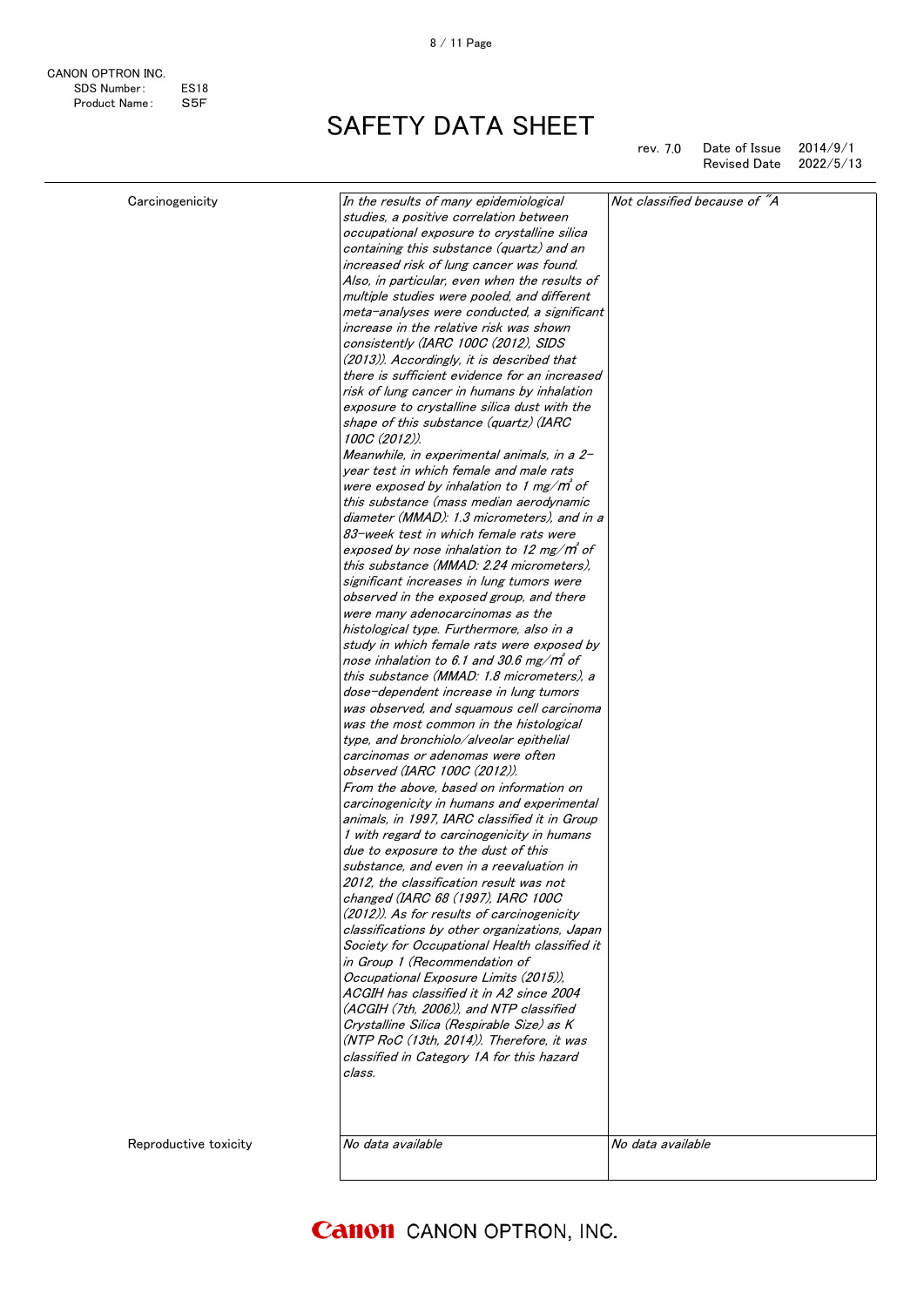| | | |
|---|---|---|
| Carcinogenicity | *In the results of many epidemiological studies, a positive correlation between occupational exposure to crystalline silica containing this substance (quartz) and an increased risk of lung cancer was found. Also, in particular, even when the results of multiple studies were pooled, and different meta-analyses were conducted, a significant increase in the relative risk was shown consistently (IARC 100C (2012), SIDS (2013)). Accordingly, it is described that there is sufficient evidence for an increased risk of lung cancer in humans by inhalation exposure to crystalline silica dust with the shape of this substance (quartz) (IARC 100C (2012)).<br>Meanwhile, in experimental animals, in a 2-year test in which female and male rats were exposed by inhalation to 1 mg/m³ of this substance (mass median aerodynamic diameter (MMAD): 1.3 micrometers), and in a 83-week test in which female rats were exposed by nose inhalation to 12 mg/m³ of this substance (MMAD: 2.24 micrometers), significant increases in lung tumors were observed in the exposed group, and there were many adenocarcinomas as the histological type. Furthermore, also in a study in which female rats were exposed by nose inhalation to 6.1 and 30.6 mg/m³ of this substance (MMAD: 1.8 micrometers), a dose-dependent increase in lung tumors was observed, and squamous cell carcinoma was the most common in the histological type, and bronchiolo/alveolar epithelial carcinomas or adenomas were often observed (IARC 100C (2012)).<br>From the above, based on information on carcinogenicity in humans and experimental animals, in 1997, IARC classified it in Group 1 with regard to carcinogenicity in humans due to exposure to the dust of this substance, and even in a reevaluation in 2012, the classification result was not changed (IARC 68 (1997), IARC 100C (2012)). As for results of carcinogenicity classifications by other organizations, Japan Society for Occupational Health classified it in Group 1 (Recommendation of Occupational Exposure Limits (2015)), ACGIH has classified it in A2 since 2004 (ACGIH (7th, 2006)), and NTP classified Crystalline Silica (Respirable Size) as K (NTP RoC (13th, 2014)). Therefore, it was classified in Category 1A for this hazard class.* | *Not classified because of "A* |
| Reproductive toxicity | *No data available* | *No data available* |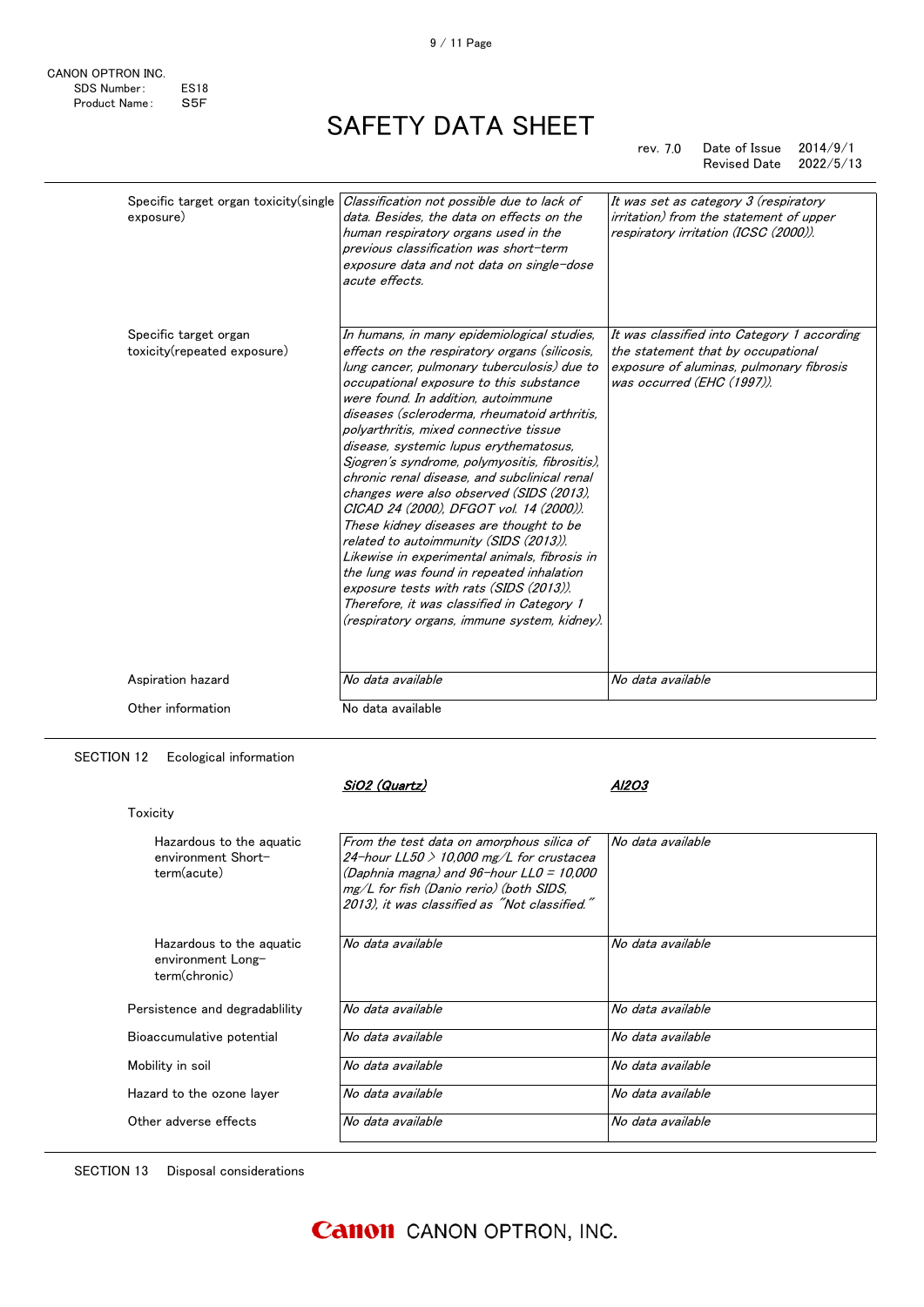| | | |
|---|---|---|
| Specific target organ toxicity(single exposure) | *Classification not possible due to lack of data. Besides, the data on effects on the human respiratory organs used in the previous classification was short-term exposure data and not data on single-dose acute effects.* | *It was set as category 3 (respiratory irritation) from the statement of upper respiratory irritation (ICSC (2000)).* |
| Specific target organ toxicity(repeated exposure) | *In humans, in many epidemiological studies, effects on the respiratory organs (silicosis, lung cancer, pulmonary tuberculosis) due to occupational exposure to this substance were found. In addition, autoimmune diseases (scleroderma, rheumatoid arthritis, polyarthritis, mixed connective tissue disease, systemic lupus erythematosus, Sjogren's syndrome, polymyositis, fibrositis), chronic renal disease, and subclinical renal changes were also observed (SIDS (2013), CICAD 24 (2000), DFGOT vol. 14 (2000)). These kidney diseases are thought to be related to autoimmunity (SIDS (2013)). Likewise in experimental animals, fibrosis in the lung was found in repeated inhalation exposure tests with rats (SIDS (2013)). Therefore, it was classified in Category 1 (respiratory organs, immune system, kidney).* | *It was classified into Category 1 according the statement that by occupational exposure of aluminas, pulmonary fibrosis was occurred (EHC (1997)).* |
| Aspiration hazard | *No data available* | *No data available* |

Other information　　No data available

## SECTION 12　Ecological information

| | ***SiO2 (Quartz)*** | ***Al2O3*** |
|---|---|---|
| Toxicity | | |
| Hazardous to the aquatic environment Short-term(acute) | *From the test data on amorphous silica of 24-hour LL50 > 10,000 mg/L for crustacea (Daphnia magna) and 96-hour LL0 = 10,000 mg/L for fish (Danio rerio) (both SIDS, 2013), it was classified as "Not classified."* | *No data available* |
| Hazardous to the aquatic environment Long-term(chronic) | *No data available* | *No data available* |
| Persistence and degradablility | *No data available* | *No data available* |
| Bioaccumulative potential | *No data available* | *No data available* |
| Mobility in soil | *No data available* | *No data available* |
| Hazard to the ozone layer | *No data available* | *No data available* |
| Other adverse effects | *No data available* | *No data available* |

## SECTION 13　Disposal considerations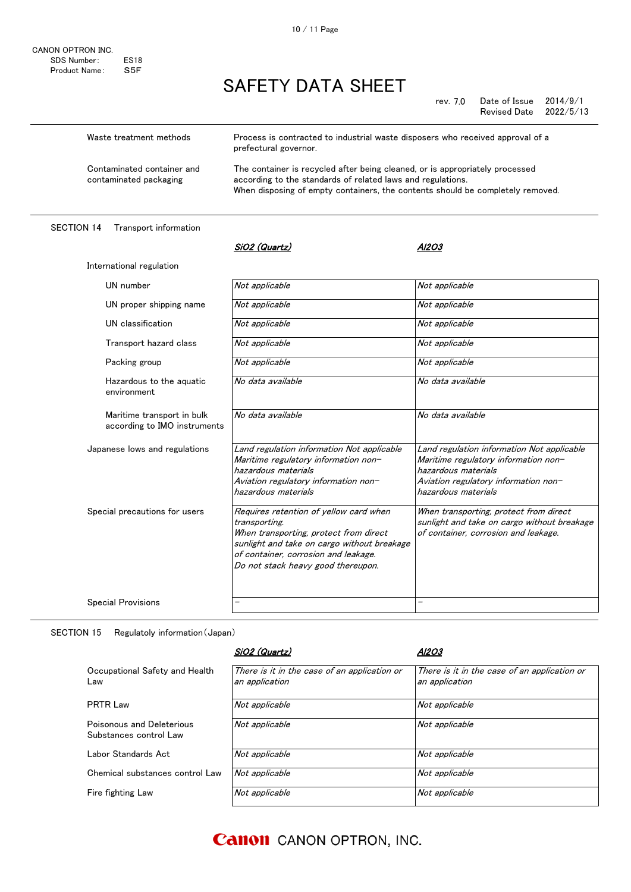| | |
|---|---|
| Waste treatment methods | Process is contracted to industrial waste disposers who received approval of a prefectural governor. |
| Contaminated container and contaminated packaging | The container is recycled after being cleaned, or is appropriately processed according to the standards of related laws and regulations. When disposing of empty containers, the contents should be completely removed. |

## SECTION 14 Transport information

| | *SiO2 (Quartz)* | *Al2O3* |
|---|---|---|
| International regulation | | |
| UN number | *Not applicable* | *Not applicable* |
| UN proper shipping name | *Not applicable* | *Not applicable* |
| UN classification | *Not applicable* | *Not applicable* |
| Transport hazard class | *Not applicable* | *Not applicable* |
| Packing group | *Not applicable* | *Not applicable* |
| Hazardous to the aquatic environment | *No data available* | *No data available* |
| Maritime transport in bulk according to IMO instruments | *No data available* | *No data available* |
| Japanese lows and regulations | *Land regulation information Not applicable Maritime regulatory information non-hazardous materials Aviation regulatory information non-hazardous materials* | *Land regulation information Not applicable Maritime regulatory information non-hazardous materials Aviation regulatory information non-hazardous materials* |
| Special precautions for users | *Requires retention of yellow card when transporting. When transporting, protect from direct sunlight and take on cargo without breakage of container, corrosion and leakage. Do not stack heavy good thereupon.* | *When transporting, protect from direct sunlight and take on cargo without breakage of container, corrosion and leakage.* |
| Special Provisions | - | - |

## SECTION 15 Regulatoly information (Japan)

| | *SiO2 (Quartz)* | *Al2O3* |
|---|---|---|
| Occupational Safety and Health Law | *There is it in the case of an application or an application* | *There is it in the case of an application or an application* |
| PRTR Law | *Not applicable* | *Not applicable* |
| Poisonous and Deleterious Substances control Law | *Not applicable* | *Not applicable* |
| Labor Standards Act | *Not applicable* | *Not applicable* |
| Chemical substances control Law | *Not applicable* | *Not applicable* |
| Fire fighting Law | *Not applicable* | *Not applicable* |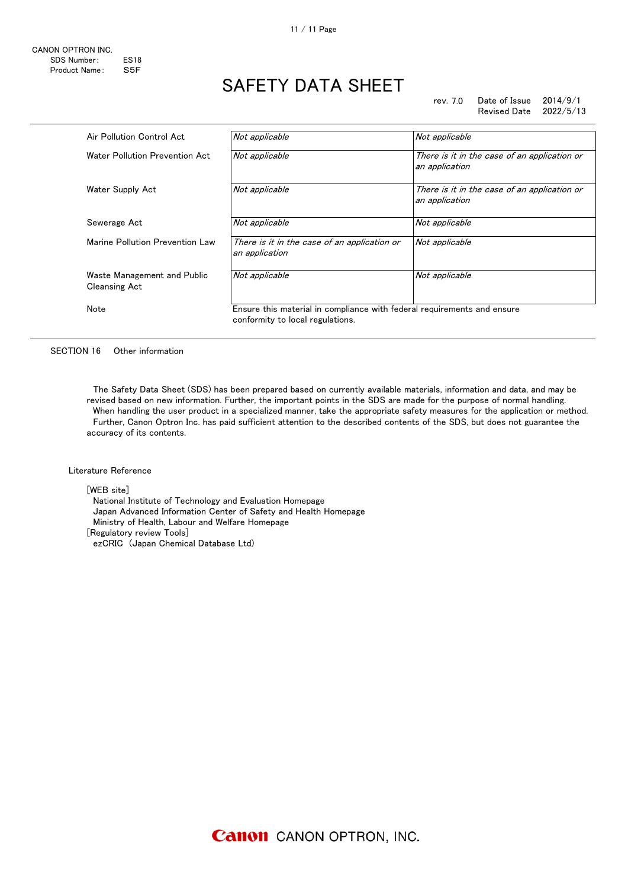CANON OPTRON INC.
SDS Number: ES18
Product Name: S5F

# SAFETY DATA SHEET

rev. 7.0 Date of Issue 2014/9/1
Revised Date 2022/5/13

| | | |
|---|---|---|
| Air Pollution Control Act | *Not applicable* | *Not applicable* |
| Water Pollution Prevention Act | *Not applicable* | *There is it in the case of an application or an application* |
| Water Supply Act | *Not applicable* | *There is it in the case of an application or an application* |
| Sewerage Act | *Not applicable* | *Not applicable* |
| Marine Pollution Prevention Law | *There is it in the case of an application or an application* | *Not applicable* |
| Waste Management and Public Cleansing Act | *Not applicable* | *Not applicable* |
| Note | Ensure this material in compliance with federal requirements and ensure conformity to local regulations. | |

## SECTION 16 Other information

The Safety Data Sheet (SDS) has been prepared based on currently available materials, information and data, and may be revised based on new information. Further, the important points in the SDS are made for the purpose of normal handling.
When handling the user product in a specialized manner, take the appropriate safety measures for the application or method.
Further, Canon Optron Inc. has paid sufficient attention to the described contents of the SDS, but does not guarantee the accuracy of its contents.

Literature Reference

[WEB site]
National Institute of Technology and Evaluation Homepage
Japan Advanced Information Center of Safety and Health Homepage
Ministry of Health, Labour and Welfare Homepage
[Regulatory review Tools]
ezCRIC（Japan Chemical Database Ltd）

Canon CANON OPTRON, INC.